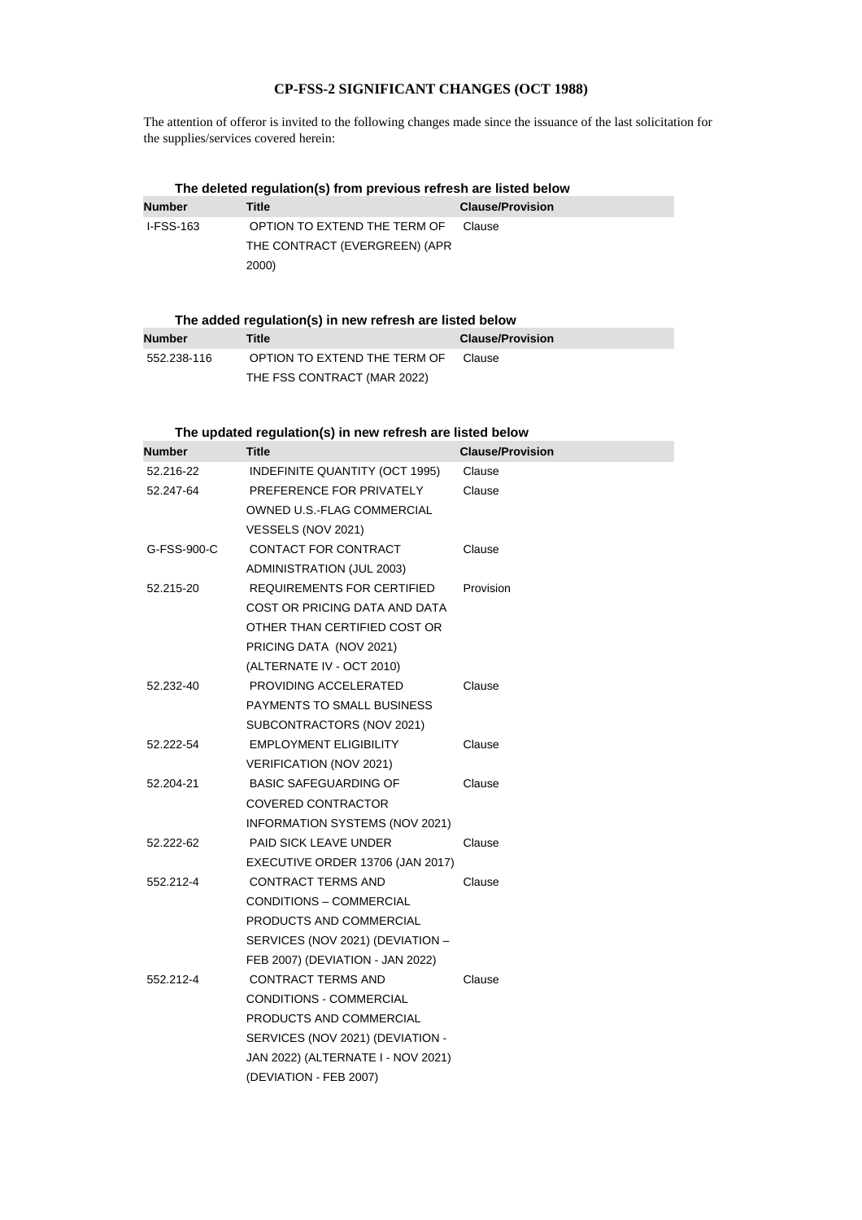# CP-FSS-2 SIGNIFICANT CHANGES (OCT 1988)

The attention of offeror is invited to the following changes made since the issuance of the last solicitation for the supplies/services covered herein:

### The deleted regulation(s) from previous refresh are listed below

| Number | Title | Clause/Provision |
|---|---|---|
| I-FSS-163 | OPTION TO EXTEND THE TERM OF THE CONTRACT (EVERGREEN) (APR 2000) | Clause |

### The added regulation(s) in new refresh are listed below

| Number | Title | Clause/Provision |
|---|---|---|
| 552.238-116 | OPTION TO EXTEND THE TERM OF THE FSS CONTRACT (MAR 2022) | Clause |

### The updated regulation(s) in new refresh are listed below

| Number | Title | Clause/Provision |
|---|---|---|
| 52.216-22 | INDEFINITE QUANTITY (OCT 1995) | Clause |
| 52.247-64 | PREFERENCE FOR PRIVATELY OWNED U.S.-FLAG COMMERCIAL VESSELS (NOV 2021) | Clause |
| G-FSS-900-C | CONTACT FOR CONTRACT ADMINISTRATION (JUL 2003) | Clause |
| 52.215-20 | REQUIREMENTS FOR CERTIFIED COST OR PRICING DATA AND DATA OTHER THAN CERTIFIED COST OR PRICING DATA (NOV 2021) (ALTERNATE IV - OCT 2010) | Provision |
| 52.232-40 | PROVIDING ACCELERATED PAYMENTS TO SMALL BUSINESS SUBCONTRACTORS (NOV 2021) | Clause |
| 52.222-54 | EMPLOYMENT ELIGIBILITY VERIFICATION (NOV 2021) | Clause |
| 52.204-21 | BASIC SAFEGUARDING OF COVERED CONTRACTOR INFORMATION SYSTEMS (NOV 2021) | Clause |
| 52.222-62 | PAID SICK LEAVE UNDER EXECUTIVE ORDER 13706 (JAN 2017) | Clause |
| 552.212-4 | CONTRACT TERMS AND CONDITIONS – COMMERCIAL PRODUCTS AND COMMERCIAL SERVICES (NOV 2021) (DEVIATION – FEB 2007) (DEVIATION - JAN 2022) | Clause |
| 552.212-4 | CONTRACT TERMS AND CONDITIONS - COMMERCIAL PRODUCTS AND COMMERCIAL SERVICES (NOV 2021) (DEVIATION - JAN 2022) (ALTERNATE I - NOV 2021) (DEVIATION - FEB 2007) | Clause |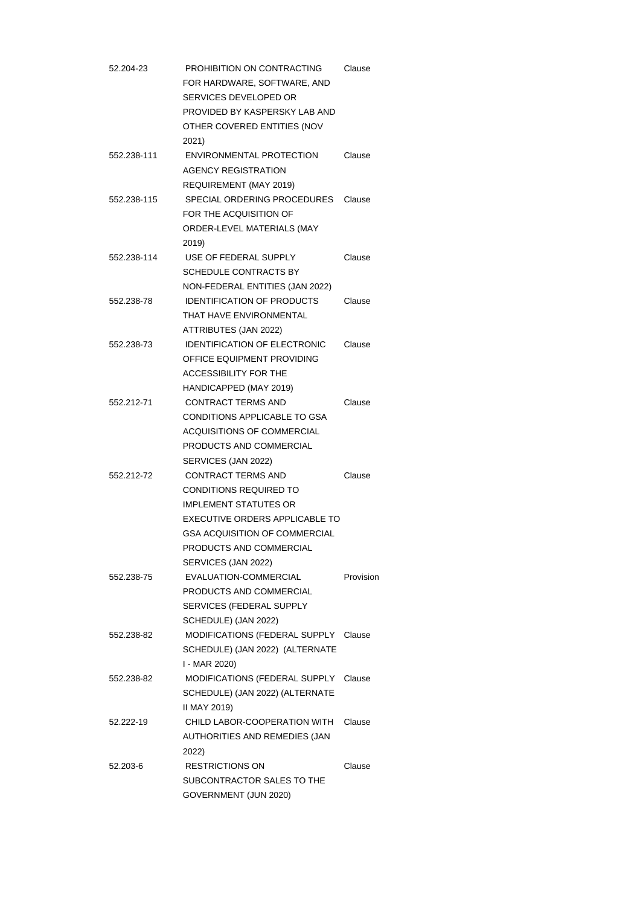| | | |
|---|---|---|
| 52.204-23 | PROHIBITION ON CONTRACTING FOR HARDWARE, SOFTWARE, AND SERVICES DEVELOPED OR PROVIDED BY KASPERSKY LAB AND OTHER COVERED ENTITIES (NOV 2021) | Clause |
| 552.238-111 | ENVIRONMENTAL PROTECTION AGENCY REGISTRATION REQUIREMENT (MAY 2019) | Clause |
| 552.238-115 | SPECIAL ORDERING PROCEDURES FOR THE ACQUISITION OF ORDER-LEVEL MATERIALS (MAY 2019) | Clause |
| 552.238-114 | USE OF FEDERAL SUPPLY SCHEDULE CONTRACTS BY NON-FEDERAL ENTITIES (JAN 2022) | Clause |
| 552.238-78 | IDENTIFICATION OF PRODUCTS THAT HAVE ENVIRONMENTAL ATTRIBUTES (JAN 2022) | Clause |
| 552.238-73 | IDENTIFICATION OF ELECTRONIC OFFICE EQUIPMENT PROVIDING ACCESSIBILITY FOR THE HANDICAPPED (MAY 2019) | Clause |
| 552.212-71 | CONTRACT TERMS AND CONDITIONS APPLICABLE TO GSA ACQUISITIONS OF COMMERCIAL PRODUCTS AND COMMERCIAL SERVICES (JAN 2022) | Clause |
| 552.212-72 | CONTRACT TERMS AND CONDITIONS REQUIRED TO IMPLEMENT STATUTES OR EXECUTIVE ORDERS APPLICABLE TO GSA ACQUISITION OF COMMERCIAL PRODUCTS AND COMMERCIAL SERVICES (JAN 2022) | Clause |
| 552.238-75 | EVALUATION-COMMERCIAL PRODUCTS AND COMMERCIAL SERVICES (FEDERAL SUPPLY SCHEDULE) (JAN 2022) | Provision |
| 552.238-82 | MODIFICATIONS (FEDERAL SUPPLY SCHEDULE) (JAN 2022) (ALTERNATE I - MAR 2020) | Clause |
| 552.238-82 | MODIFICATIONS (FEDERAL SUPPLY SCHEDULE) (JAN 2022) (ALTERNATE II MAY 2019) | Clause |
| 52.222-19 | CHILD LABOR-COOPERATION WITH AUTHORITIES AND REMEDIES (JAN 2022) | Clause |
| 52.203-6 | RESTRICTIONS ON SUBCONTRACTOR SALES TO THE GOVERNMENT (JUN 2020) | Clause |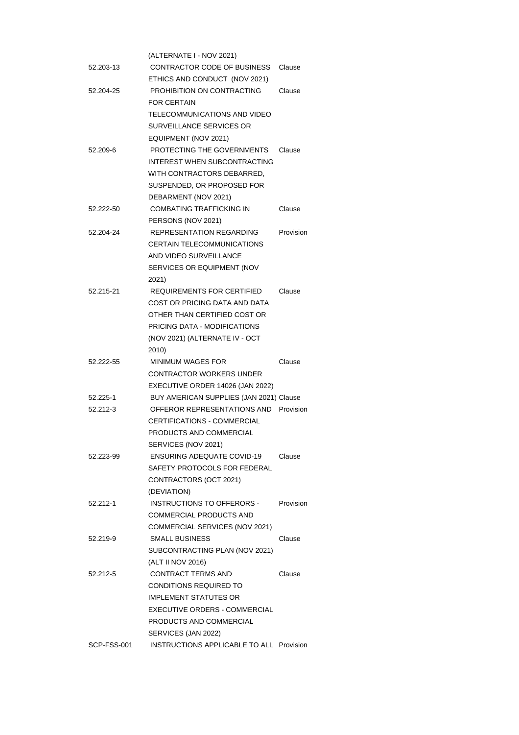| | | |
|---|---|---|
| | (ALTERNATE I - NOV 2021) | |
| 52.203-13 | CONTRACTOR CODE OF BUSINESS ETHICS AND CONDUCT (NOV 2021) | Clause |
| 52.204-25 | PROHIBITION ON CONTRACTING FOR CERTAIN TELECOMMUNICATIONS AND VIDEO SURVEILLANCE SERVICES OR EQUIPMENT (NOV 2021) | Clause |
| 52.209-6 | PROTECTING THE GOVERNMENTS INTEREST WHEN SUBCONTRACTING WITH CONTRACTORS DEBARRED, SUSPENDED, OR PROPOSED FOR DEBARMENT (NOV 2021) | Clause |
| 52.222-50 | COMBATING TRAFFICKING IN PERSONS (NOV 2021) | Clause |
| 52.204-24 | REPRESENTATION REGARDING CERTAIN TELECOMMUNICATIONS AND VIDEO SURVEILLANCE SERVICES OR EQUIPMENT (NOV 2021) | Provision |
| 52.215-21 | REQUIREMENTS FOR CERTIFIED COST OR PRICING DATA AND DATA OTHER THAN CERTIFIED COST OR PRICING DATA - MODIFICATIONS (NOV 2021) (ALTERNATE IV - OCT 2010) | Clause |
| 52.222-55 | MINIMUM WAGES FOR CONTRACTOR WORKERS UNDER EXECUTIVE ORDER 14026 (JAN 2022) | Clause |
| 52.225-1 | BUY AMERICAN SUPPLIES (JAN 2021) | Clause |
| 52.212-3 | OFFEROR REPRESENTATIONS AND CERTIFICATIONS - COMMERCIAL PRODUCTS AND COMMERCIAL SERVICES (NOV 2021) | Provision |
| 52.223-99 | ENSURING ADEQUATE COVID-19 SAFETY PROTOCOLS FOR FEDERAL CONTRACTORS (OCT 2021) (DEVIATION) | Clause |
| 52.212-1 | INSTRUCTIONS TO OFFERORS - COMMERCIAL PRODUCTS AND COMMERCIAL SERVICES (NOV 2021) | Provision |
| 52.219-9 | SMALL BUSINESS SUBCONTRACTING PLAN (NOV 2021) (ALT II NOV 2016) | Clause |
| 52.212-5 | CONTRACT TERMS AND CONDITIONS REQUIRED TO IMPLEMENT STATUTES OR EXECUTIVE ORDERS - COMMERCIAL PRODUCTS AND COMMERCIAL SERVICES (JAN 2022) | Clause |
| SCP-FSS-001 | INSTRUCTIONS APPLICABLE TO ALL | Provision |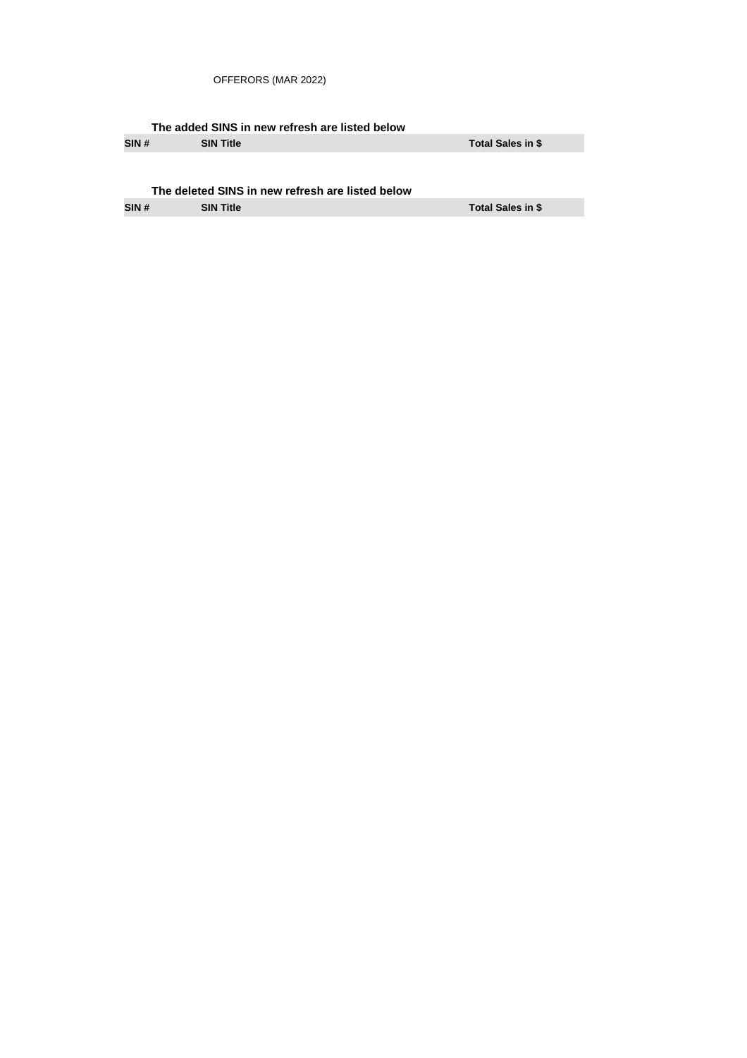OFFERORS (MAR 2022)

**The added SINS in new refresh are listed below**

| SIN # | SIN Title | Total Sales in $ |
|---|---|---|

**The deleted SINS in new refresh are listed below**

| SIN # | SIN Title | Total Sales in $ |
|---|---|---|